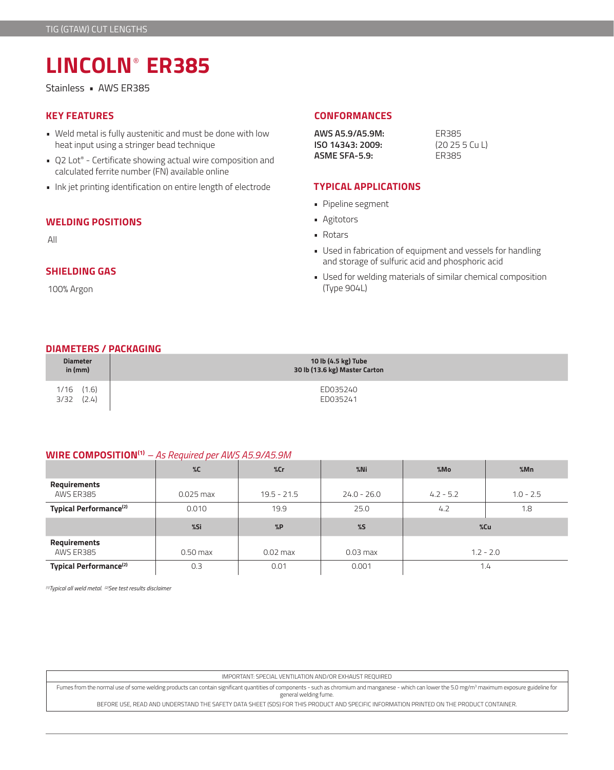# LINCOLN® ER385

Stainless ▪ AWS ER385

## KEY FEATURES

- Weld metal is fully austenitic and must be done with low heat input using a stringer bead technique
- Q2 Lot® - Certificate showing actual wire composition and calculated ferrite number (FN) available online
- Ink jet printing identification on entire length of electrode

## WELDING POSITIONS

All

## SHIELDING GAS

100% Argon

## CONFORMANCES

| | |
|---|---|
| **AWS A5.9/A5.9M:** | ER385 |
| **ISO 14343: 2009:** | (20 25 5 Cu L) |
| **ASME SFA-5.9:** | ER385 |

## TYPICAL APPLICATIONS

- Pipeline segment
- Agitotors
- Rotars
- Used in fabrication of equipment and vessels for handling and storage of sulfuric acid and phosphoric acid
- Used for welding materials of similar chemical composition (Type 904L)

## DIAMETERS / PACKAGING

| Diameter in (mm) | 10 lb (4.5 kg) Tube 30 lb (13.6 kg) Master Carton |
|---|---|
| 1/16 (1.6) | ED035240 |
| 3/32 (2.4) | ED035241 |

## WIRE COMPOSITION[1] – *As Required per AWS A5.9/A5.9M*

| | %C | %Cr | %Ni | %Mo | %Mn |
|---|---|---|---|---|---|
| **Requirements** AWS ER385 | 0.025 max | 19.5 - 21.5 | 24.0 - 26.0 | 4.2 - 5.2 | 1.0 - 2.5 |
| **Typical Performance[2]** | 0.010 | 19.9 | 25.0 | 4.2 | 1.8 |

| | %Si | %P | %S | %Cu |
|---|---|---|---|---|
| **Requirements** AWS ER385 | 0.50 max | 0.02 max | 0.03 max | 1.2 - 2.0 |
| **Typical Performance[2]** | 0.3 | 0.01 | 0.001 | 1.4 |

*[1]Typical all weld metal. [2]See test results disclaimer*

IMPORTANT: SPECIAL VENTILATION AND/OR EXHAUST REQUIRED

Fumes from the normal use of some welding products can contain significant quantities of components - such as chromium and manganese - which can lower the 5.0 mg/m³ maximum exposure guideline for general welding fume.

BEFORE USE, READ AND UNDERSTAND THE SAFETY DATA SHEET (SDS) FOR THIS PRODUCT AND SPECIFIC INFORMATION PRINTED ON THE PRODUCT CONTAINER.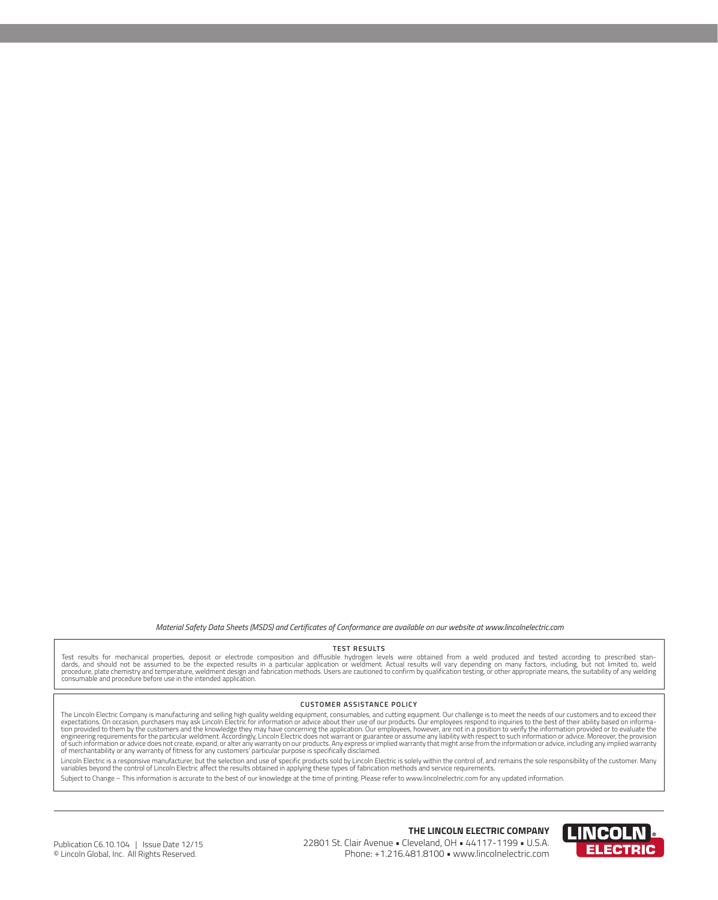*Material Safety Data Sheets (MSDS) and Certificates of Conformance are available on our website at www.lincolnelectric.com*

**TEST RESULTS**

Test results for mechanical properties, deposit or electrode composition and diffusible hydrogen levels were obtained from a weld produced and tested according to prescribed standards, and should not be assumed to be the expected results in a particular application or weldment. Actual results will vary depending on many factors, including, but not limited to, weld procedure, plate chemistry and temperature, weldment design and fabrication methods. Users are cautioned to confirm by qualification testing, or other appropriate means, the suitability of any welding consumable and procedure before use in the intended application.

**CUSTOMER ASSISTANCE POLICY**

The Lincoln Electric Company is manufacturing and selling high quality welding equipment, consumables, and cutting equipment. Our challenge is to meet the needs of our customers and to exceed their expectations. On occasion, purchasers may ask Lincoln Electric for information or advice about their use of our products. Our employees respond to inquiries to the best of their ability based on information provided to them by the customers and the knowledge they may have concerning the application. Our employees, however, are not in a position to verify the information provided or to evaluate the engineering requirements for the particular weldment. Accordingly, Lincoln Electric does not warrant or guarantee or assume any liability with respect to such information or advice. Moreover, the provision of such information or advice does not create, expand, or alter any warranty on our products. Any express or implied warranty that might arise from the information or advice, including any implied warranty of merchantability or any warranty of fitness for any customers' particular purpose is specifically disclaimed.

Lincoln Electric is a responsive manufacturer, but the selection and use of specific products sold by Lincoln Electric is solely within the control of, and remains the sole responsibility of the customer. Many variables beyond the control of Lincoln Electric affect the results obtained in applying these types of fabrication methods and service requirements.

Subject to Change – This information is accurate to the best of our knowledge at the time of printing. Please refer to www.lincolnelectric.com for any updated information.

Publication C6.10.104 | Issue Date 12/15
© Lincoln Global, Inc. All Rights Reserved.

**THE LINCOLN ELECTRIC COMPANY**
22801 St. Clair Avenue • Cleveland, OH • 44117-1199 • U.S.A.
Phone: +1.216.481.8100 • www.lincolnelectric.com

LINCOLN ELECTRIC